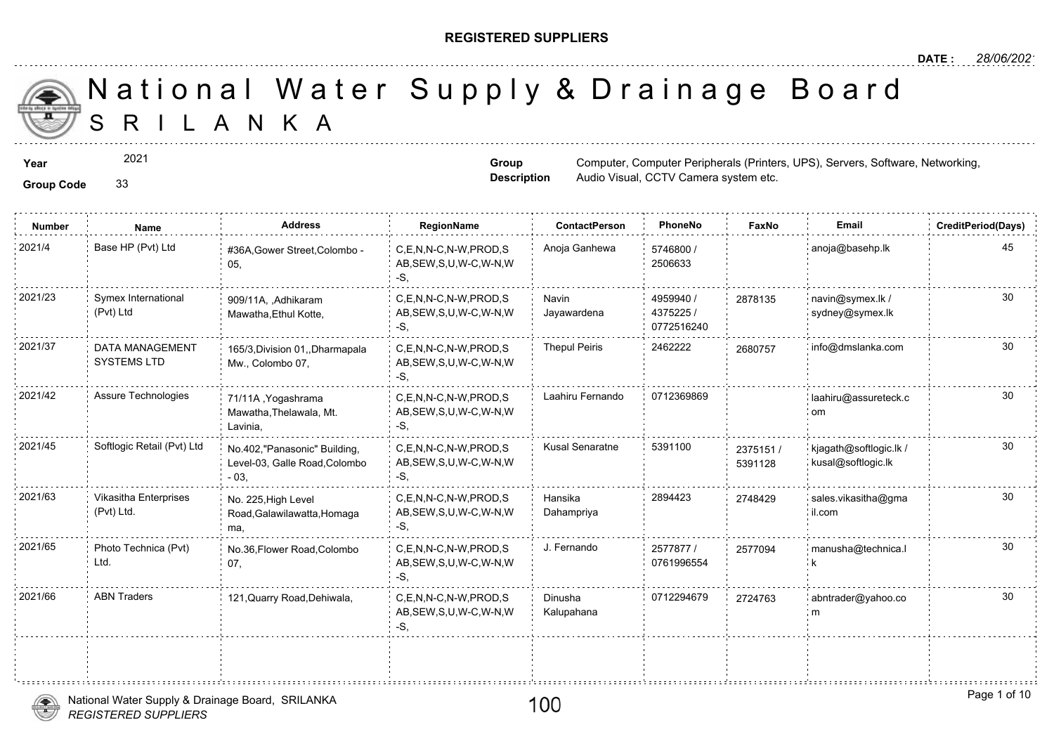# REGISTERED SUPPLIERS

**DATE :** 28/06/2021

# National Water Supply & Drainage Board
## SRI LANKA

**Year** 2021

**Group Code** 33

**Group Description** Computer, Computer Peripherals (Printers, UPS), Servers, Software, Networking, Audio Visual, CCTV Camera system etc.

| Number | Name | Address | RegionName | ContactPerson | PhoneNo | FaxNo | Email | CreditPeriod(Days) |
|---|---|---|---|---|---|---|---|---|
| 2021/4 | Base HP (Pvt) Ltd | #36A,Gower Street,Colombo - 05, | C,E,N,N-C,N-W,PROD,SAB,SEW,S,U,W-C,W-N,W-S, | Anoja Ganhewa | 5746800 / 2506633 | | anoja@basehp.lk | 45 |
| 2021/23 | Symex International (Pvt) Ltd | 909/11A, ,Adhikaram Mawatha,Ethul Kotte, | C,E,N,N-C,N-W,PROD,SAB,SEW,S,U,W-C,W-N,W-S, | Navin Jayawardena | 4959940 / 4375225 / 0772516240 | 2878135 | navin@symex.lk / sydney@symex.lk | 30 |
| 2021/37 | DATA MANAGEMENT SYSTEMS LTD | 165/3,Division 01,,Dharmapala Mw., Colombo 07, | C,E,N,N-C,N-W,PROD,SAB,SEW,S,U,W-C,W-N,W-S, | Thepul Peiris | 2462222 | 2680757 | info@dmslanka.com | 30 |
| 2021/42 | Assure Technologies | 71/11A ,Yogashrama Mawatha,Thelawala, Mt. Lavinia, | C,E,N,N-C,N-W,PROD,SAB,SEW,S,U,W-C,W-N,W-S, | Laahiru Fernando | 0712369869 | | laahiru@assureteck.com | 30 |
| 2021/45 | Softlogic Retail (Pvt) Ltd | No.402,"Panasonic" Building, Level-03, Galle Road,Colombo - 03, | C,E,N,N-C,N-W,PROD,SAB,SEW,S,U,W-C,W-N,W-S, | Kusal Senaratne | 5391100 | 2375151 / 5391128 | kjagath@softlogic.lk / kusal@softlogic.lk | 30 |
| 2021/63 | Vikasitha Enterprises (Pvt) Ltd. | No. 225,High Level Road,Galawilawatta,Homagama, | C,E,N,N-C,N-W,PROD,SAB,SEW,S,U,W-C,W-N,W-S, | Hansika Dahampriya | 2894423 | 2748429 | sales.vikasitha@gmail.com | 30 |
| 2021/65 | Photo Technica (Pvt) Ltd. | No.36,Flower Road,Colombo 07, | C,E,N,N-C,N-W,PROD,SAB,SEW,S,U,W-C,W-N,W-S, | J. Fernando | 2577877 / 0761996554 | 2577094 | manusha@technica.lk | 30 |
| 2021/66 | ABN Traders | 121,Quarry Road,Dehiwala, | C,E,N,N-C,N-W,PROD,SAB,SEW,S,U,W-C,W-N,W-S, | Dinusha Kalupahana | 0712294679 | 2724763 | abntrader@yahoo.com | 30 |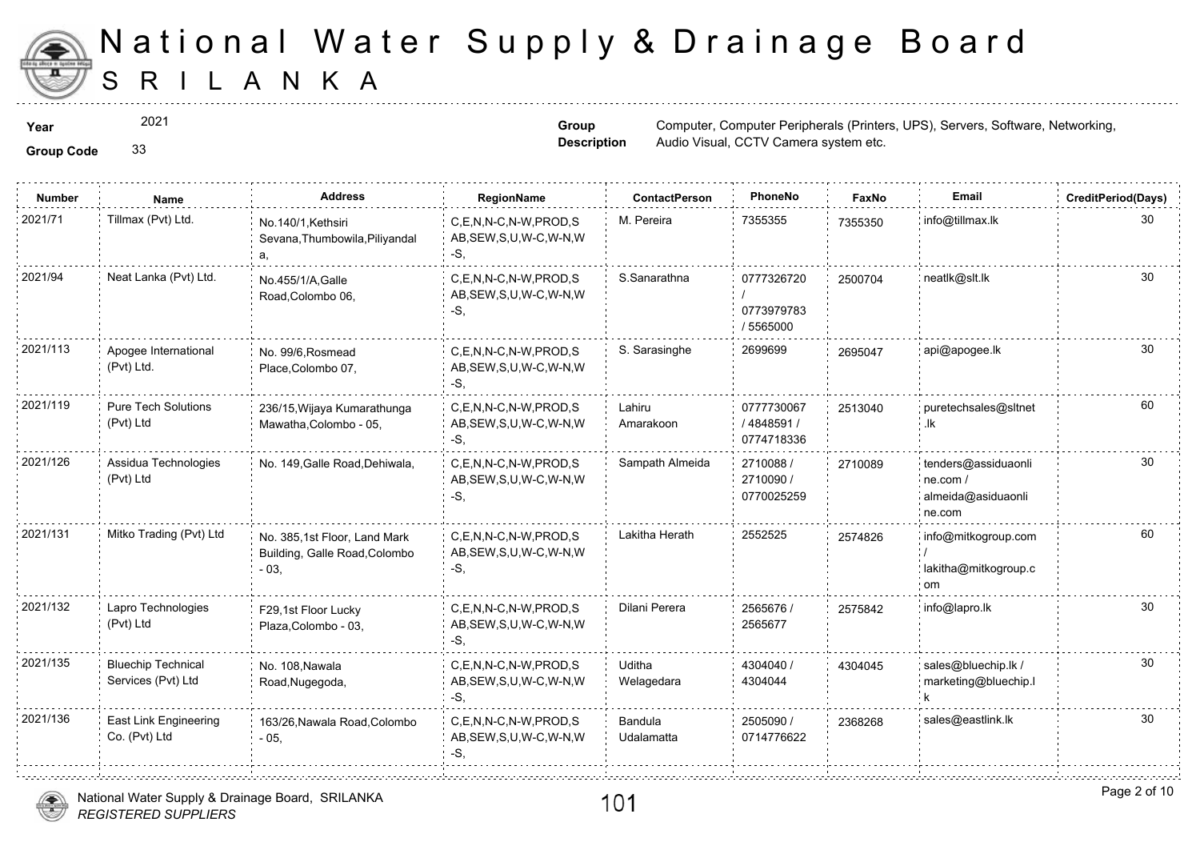# National Water Supply & Drainage Board
## SRILANKA

**Year** 2021

**Group Code** 33

**Group Description** Computer, Computer Peripherals (Printers, UPS), Servers, Software, Networking, Audio Visual, CCTV Camera system etc.

| Number | Name | Address | RegionName | ContactPerson | PhoneNo | FaxNo | Email | CreditPeriod(Days) |
|---|---|---|---|---|---|---|---|---|
| 2021/71 | Tillmax (Pvt) Ltd. | No.140/1,Kethsiri Sevana,Thumbowila,Piliyandala, | C,E,N,N-C,N-W,PROD,SAB,SEW,S,U,W-C,W-N,W-S, | M. Pereira | 7355355 | 7355350 | info@tillmax.lk | 30 |
| 2021/94 | Neat Lanka (Pvt) Ltd. | No.455/1/A,Galle Road,Colombo 06, | C,E,N,N-C,N-W,PROD,SAB,SEW,S,U,W-C,W-N,W-S, | S.Sanarathna | 0777326720 / 0773979783 / 5565000 | 2500704 | neatlk@slt.lk | 30 |
| 2021/113 | Apogee International (Pvt) Ltd. | No. 99/6,Rosmead Place,Colombo 07, | C,E,N,N-C,N-W,PROD,SAB,SEW,S,U,W-C,W-N,W-S, | S. Sarasinghe | 2699699 | 2695047 | api@apogee.lk | 30 |
| 2021/119 | Pure Tech Solutions (Pvt) Ltd | 236/15,Wijaya Kumarathunga Mawatha,Colombo - 05, | C,E,N,N-C,N-W,PROD,SAB,SEW,S,U,W-C,W-N,W-S, | Lahiru Amarakoon | 0777730067 / 4848591 / 0774718336 | 2513040 | puretechsales@sltnet.lk | 60 |
| 2021/126 | Assidua Technologies (Pvt) Ltd | No. 149,Galle Road,Dehiwala, | C,E,N,N-C,N-W,PROD,SAB,SEW,S,U,W-C,W-N,W-S, | Sampath Almeida | 2710088 / 2710090 / 0770025259 | 2710089 | tenders@assiduaonline.com / almeida@asiduaonline.com | 30 |
| 2021/131 | Mitko Trading (Pvt) Ltd | No. 385,1st Floor, Land Mark Building, Galle Road,Colombo - 03, | C,E,N,N-C,N-W,PROD,SAB,SEW,S,U,W-C,W-N,W-S, | Lakitha Herath | 2552525 | 2574826 | info@mitkogroup.com / lakitha@mitkogroup.com | 60 |
| 2021/132 | Lapro Technologies (Pvt) Ltd | F29,1st Floor Lucky Plaza,Colombo - 03, | C,E,N,N-C,N-W,PROD,SAB,SEW,S,U,W-C,W-N,W-S, | Dilani Perera | 2565676 / 2565677 | 2575842 | info@lapro.lk | 30 |
| 2021/135 | Bluechip Technical Services (Pvt) Ltd | No. 108,Nawala Road,Nugegoda, | C,E,N,N-C,N-W,PROD,SAB,SEW,S,U,W-C,W-N,W-S, | Uditha Welagedara | 4304040 / 4304044 | 4304045 | sales@bluechip.lk / marketing@bluechip.lk | 30 |
| 2021/136 | East Link Engineering Co. (Pvt) Ltd | 163/26,Nawala Road,Colombo - 05, | C,E,N,N-C,N-W,PROD,SAB,SEW,S,U,W-C,W-N,W-S, | Bandula Udalamatta | 2505090 / 0714776622 | 2368268 | sales@eastlink.lk | 30 |

National Water Supply & Drainage Board, SRILANKA
*REGISTERED SUPPLIERS*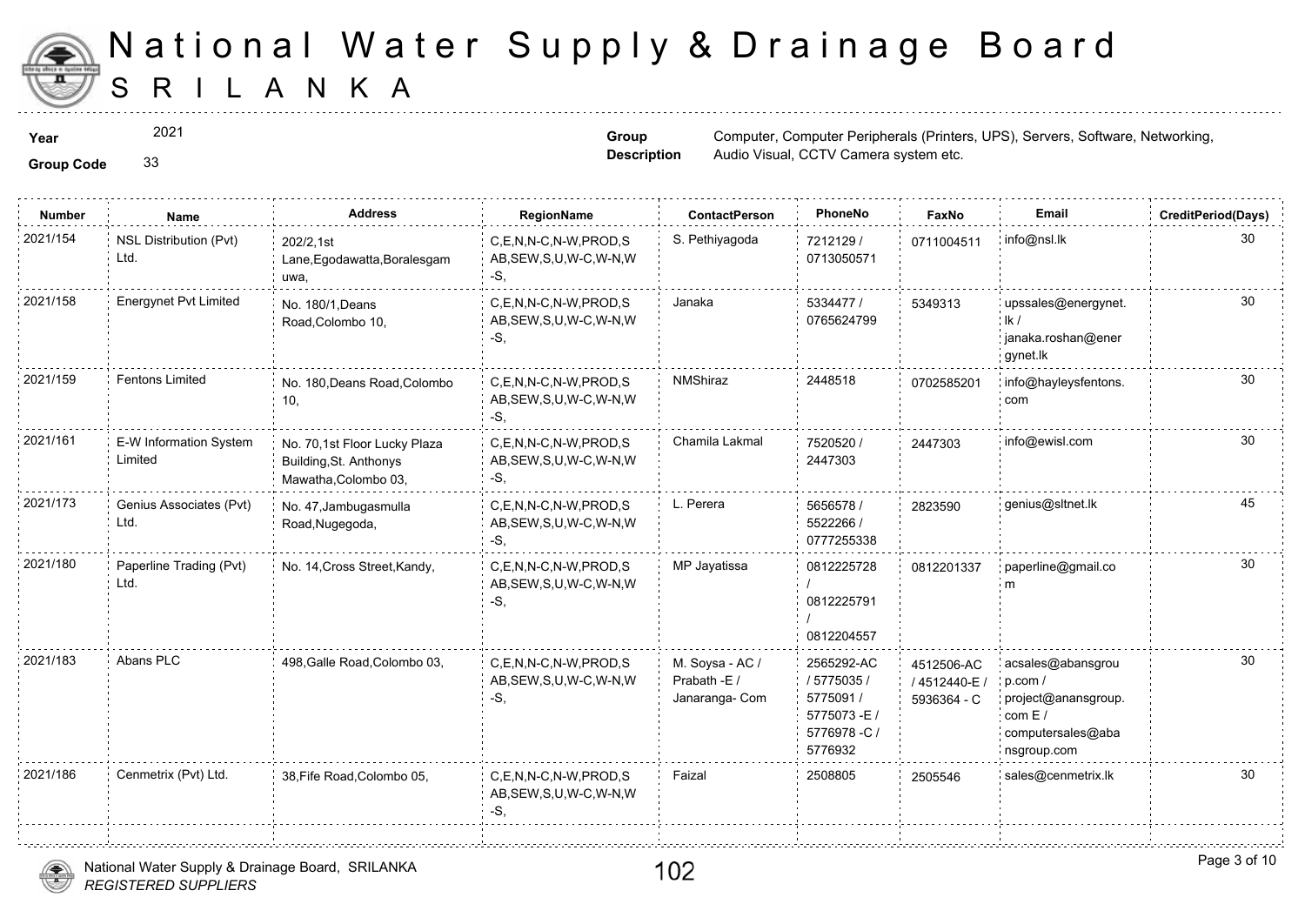# National Water Supply & Drainage Board
# SRILANKA

**Year** 2021

**Group Code** 33

**Group Description** Computer, Computer Peripherals (Printers, UPS), Servers, Software, Networking, Audio Visual, CCTV Camera system etc.

| Number | Name | Address | RegionName | ContactPerson | PhoneNo | FaxNo | Email | CreditPeriod(Days) |
|---|---|---|---|---|---|---|---|---|
| 2021/154 | NSL Distribution (Pvt) Ltd. | 202/2,1st Lane,Egodawatta,Boralesgamuwa, | C,E,N,N-C,N-W,PROD,SAB,SEW,S,U,W-C,W-N,W-S, | S. Pethiyagoda | 7212129 / 0713050571 | 0711004511 | info@nsl.lk | 30 |
| 2021/158 | Energynet Pvt Limited | No. 180/1,Deans Road,Colombo 10, | C,E,N,N-C,N-W,PROD,SAB,SEW,S,U,W-C,W-N,W-S, | Janaka | 5334477 / 0765624799 | 5349313 | upssales@energynet.lk / janaka.roshan@energynet.lk | 30 |
| 2021/159 | Fentons Limited | No. 180,Deans Road,Colombo 10, | C,E,N,N-C,N-W,PROD,SAB,SEW,S,U,W-C,W-N,W-S, | NMShiraz | 2448518 | 0702585201 | info@hayleysfentons.com | 30 |
| 2021/161 | E-W Information System Limited | No. 70,1st Floor Lucky Plaza Building,St. Anthonys Mawatha,Colombo 03, | C,E,N,N-C,N-W,PROD,SAB,SEW,S,U,W-C,W-N,W-S, | Chamila Lakmal | 7520520 / 2447303 | 2447303 | info@ewisl.com | 30 |
| 2021/173 | Genius Associates (Pvt) Ltd. | No. 47,Jambugasmulla Road,Nugegoda, | C,E,N,N-C,N-W,PROD,SAB,SEW,S,U,W-C,W-N,W-S, | L. Perera | 5656578 / 5522266 / 0777255338 | 2823590 | genius@sltnet.lk | 45 |
| 2021/180 | Paperline Trading (Pvt) Ltd. | No. 14,Cross Street,Kandy, | C,E,N,N-C,N-W,PROD,SAB,SEW,S,U,W-C,W-N,W-S, | MP Jayatissa | 0812225728 / 0812225791 / 0812204557 | 0812201337 | paperline@gmail.com | 30 |
| 2021/183 | Abans PLC | 498,Galle Road,Colombo 03, | C,E,N,N-C,N-W,PROD,SAB,SEW,S,U,W-C,W-N,W-S, | M. Soysa - AC / Prabath -E / Janaranga- Com | 2565292-AC / 5775035 / 5775091 / 5775073 -E / 5776978 -C / 5776932 | 4512506-AC / 4512440-E / 5936364 - C | acsales@abansgroup.com / project@anansgroup.com E / computersales@abansgroup.com | 30 |
| 2021/186 | Cenmetrix (Pvt) Ltd. | 38,Fife Road,Colombo 05, | C,E,N,N-C,N-W,PROD,SAB,SEW,S,U,W-C,W-N,W-S, | Faizal | 2508805 | 2505546 | sales@cenmetrix.lk | 30 |

National Water Supply & Drainage Board, SRILANKA
*REGISTERED SUPPLIERS*

102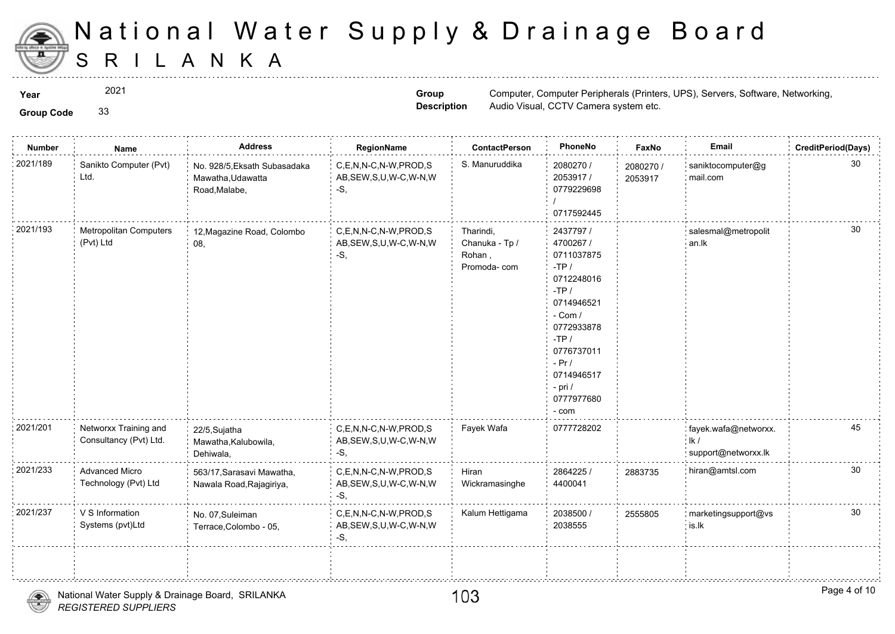# National Water Supply & Drainage Board

## SRILANKA

**Year** 2021

**Group Code** 33

**Group Description** Computer, Computer Peripherals (Printers, UPS), Servers, Software, Networking, Audio Visual, CCTV Camera system etc.

| Number | Name | Address | RegionName | ContactPerson | PhoneNo | FaxNo | Email | CreditPeriod(Days) |
|---|---|---|---|---|---|---|---|---|
| 2021/189 | Sanikto Computer (Pvt) Ltd. | No. 928/5,Eksath Subasadaka Mawatha,Udawatta Road,Malabe, | C,E,N,N-C,N-W,PROD,SAB,SEW,S,U,W-C,W-N,W-S, | S. Manuruddika | 2080270 / 2053917 / 0779229698 / 0717592445 | 2080270 / 2053917 | saniktocomputer@gmail.com | 30 |
| 2021/193 | Metropolitan Computers (Pvt) Ltd | 12,Magazine Road, Colombo 08, | C,E,N,N-C,N-W,PROD,SAB,SEW,S,U,W-C,W-N,W-S, | Tharindi, Chanuka - Tp / Rohan , Promoda- com | 2437797 / 4700267 / 0711037875 -TP / 0712248016 -TP / 0714946521 - Com / 0772933878 -TP / 0776737011 - Pr / 0714946517 - pri / 0777977680 - com | | salesmal@metropolitan.lk | 30 |
| 2021/201 | Networxx Training and Consultancy (Pvt) Ltd. | 22/5,Sujatha Mawatha,Kalubowila, Dehiwala, | C,E,N,N-C,N-W,PROD,SAB,SEW,S,U,W-C,W-N,W-S, | Fayek Wafa | 0777728202 | | fayek.wafa@networxx.lk / support@networxx.lk | 45 |
| 2021/233 | Advanced Micro Technology (Pvt) Ltd | 563/17,Sarasavi Mawatha, Nawala Road,Rajagiriya, | C,E,N,N-C,N-W,PROD,SAB,SEW,S,U,W-C,W-N,W-S, | Hiran Wickramasinghe | 2864225 / 4400041 | 2883735 | hiran@amtsl.com | 30 |
| 2021/237 | V S Information Systems (pvt)Ltd | No. 07,Suleiman Terrace,Colombo - 05, | C,E,N,N-C,N-W,PROD,SAB,SEW,S,U,W-C,W-N,W-S, | Kalum Hettigama | 2038500 / 2038555 | 2555805 | marketingsupport@vsis.lk | 30 |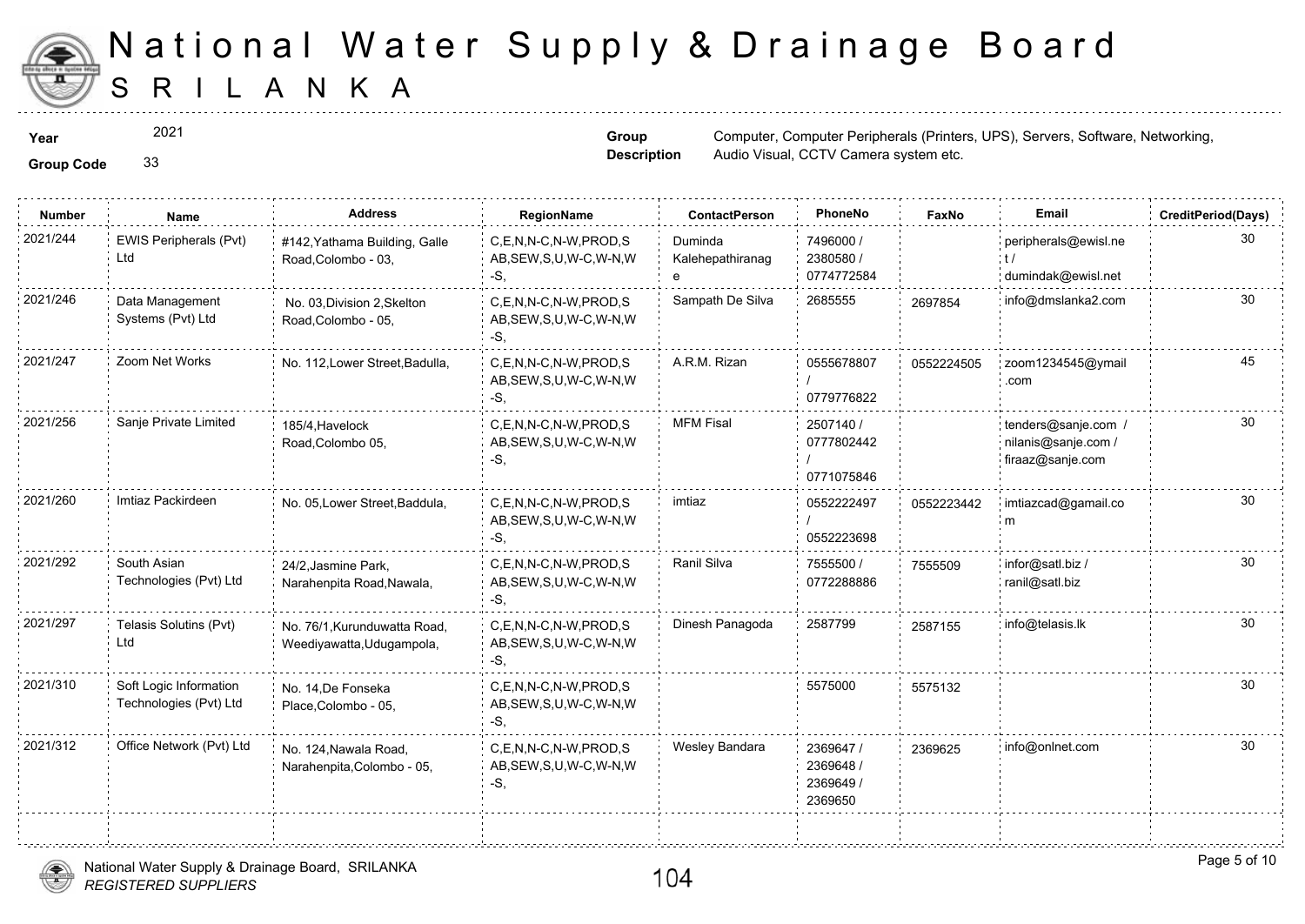# National Water Supply & Drainage Board
## SRI LANKA

**Year** 2021

**Group Code** 33

**Group Description** Computer, Computer Peripherals (Printers, UPS), Servers, Software, Networking, Audio Visual, CCTV Camera system etc.

| Number | Name | Address | RegionName | ContactPerson | PhoneNo | FaxNo | Email | CreditPeriod(Days) |
|---|---|---|---|---|---|---|---|---|
| 2021/244 | EWIS Peripherals (Pvt) Ltd | #142,Yathama Building, Galle Road,Colombo - 03, | C,E,N,N-C,N-W,PROD,SAB,SEW,S,U,W-C,W-N,W-S, | Duminda Kalehepathiranage | 7496000 / 2380580 / 0774772584 | | peripherals@ewisl.net / dumindak@ewisl.net | 30 |
| 2021/246 | Data Management Systems (Pvt) Ltd | No. 03,Division 2,Skelton Road,Colombo - 05, | C,E,N,N-C,N-W,PROD,SAB,SEW,S,U,W-C,W-N,W-S, | Sampath De Silva | 2685555 | 2697854 | info@dmslanka2.com | 30 |
| 2021/247 | Zoom Net Works | No. 112,Lower Street,Badulla, | C,E,N,N-C,N-W,PROD,SAB,SEW,S,U,W-C,W-N,W-S, | A.R.M. Rizan | 0555678807 / 0779776822 | 0552224505 | zoom1234545@ymail.com | 45 |
| 2021/256 | Sanje Private Limited | 185/4,Havelock Road,Colombo 05, | C,E,N,N-C,N-W,PROD,SAB,SEW,S,U,W-C,W-N,W-S, | MFM Fisal | 2507140 / 0777802442 / 0771075846 | | tenders@sanje.com / nilanis@sanje.com / firaaz@sanje.com | 30 |
| 2021/260 | Imtiaz Packirdeen | No. 05,Lower Street,Baddula, | C,E,N,N-C,N-W,PROD,SAB,SEW,S,U,W-C,W-N,W-S, | imtiaz | 0552222497 / 0552223698 | 0552223442 | imtiazcad@gamail.com | 30 |
| 2021/292 | South Asian Technologies (Pvt) Ltd | 24/2,Jasmine Park, Narahenpita Road,Nawala, | C,E,N,N-C,N-W,PROD,SAB,SEW,S,U,W-C,W-N,W-S, | Ranil Silva | 7555500 / 0772288886 | 7555509 | infor@satl.biz / ranil@satl.biz | 30 |
| 2021/297 | Telasis Solutins (Pvt) Ltd | No. 76/1,Kurunduwatta Road, Weediyawatta,Udugampola, | C,E,N,N-C,N-W,PROD,SAB,SEW,S,U,W-C,W-N,W-S, | Dinesh Panagoda | 2587799 | 2587155 | info@telasis.lk | 30 |
| 2021/310 | Soft Logic Information Technologies (Pvt) Ltd | No. 14,De Fonseka Place,Colombo - 05, | C,E,N,N-C,N-W,PROD,SAB,SEW,S,U,W-C,W-N,W-S, | | 5575000 | 5575132 | | 30 |
| 2021/312 | Office Network (Pvt) Ltd | No. 124,Nawala Road, Narahenpita,Colombo - 05, | C,E,N,N-C,N-W,PROD,SAB,SEW,S,U,W-C,W-N,W-S, | Wesley Bandara | 2369647 / 2369648 / 2369649 / 2369650 | 2369625 | info@onlnet.com | 30 |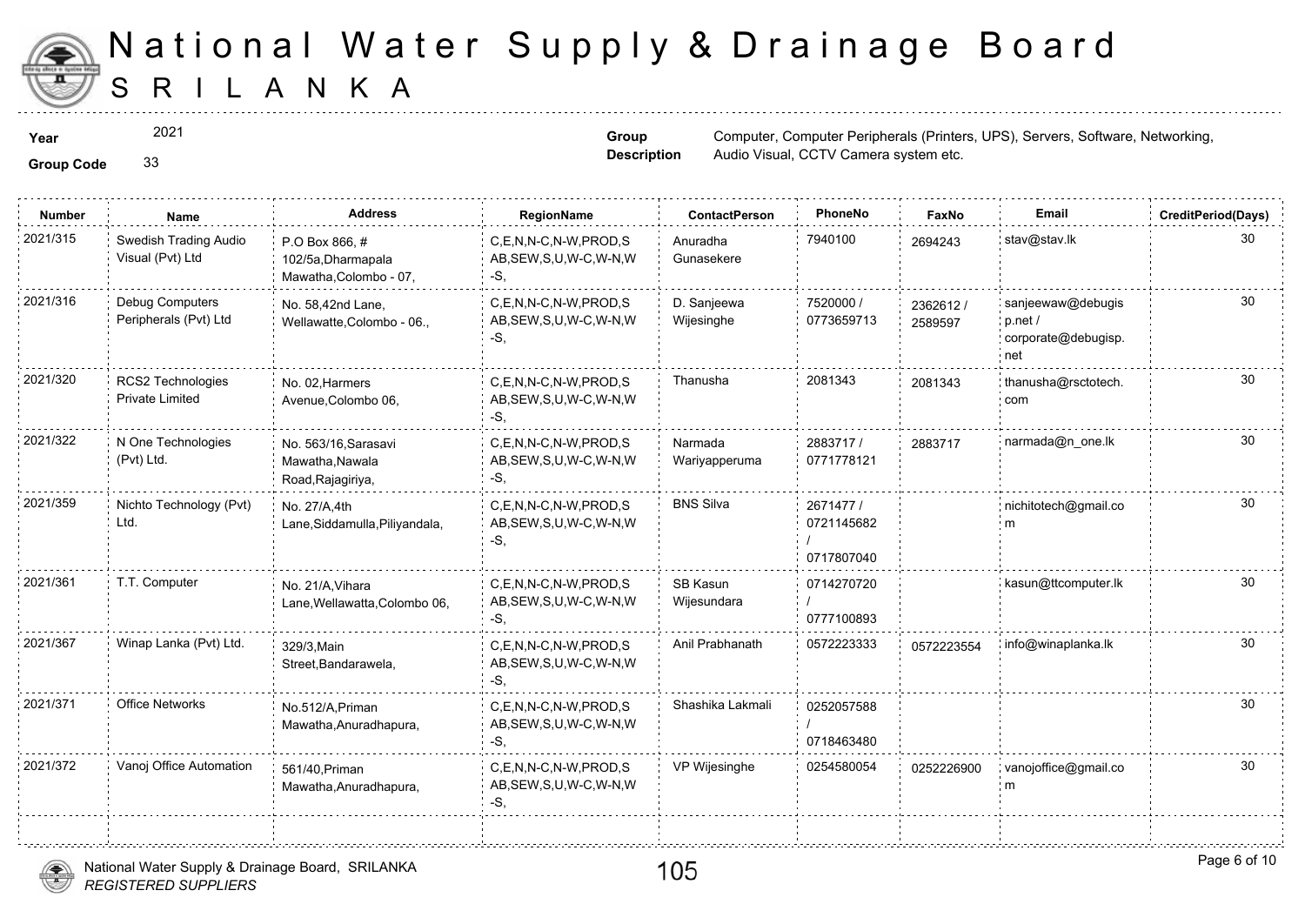# National Water Supply & Drainage Board
## SRI LANKA

**Year** 2021

**Group Code** 33

**Group Description** Computer, Computer Peripherals (Printers, UPS), Servers, Software, Networking, Audio Visual, CCTV Camera system etc.

| Number | Name | Address | RegionName | ContactPerson | PhoneNo | FaxNo | Email | CreditPeriod(Days) |
|---|---|---|---|---|---|---|---|---|
| 2021/315 | Swedish Trading Audio Visual (Pvt) Ltd | P.O Box 866, # 102/5a,Dharmapala Mawatha,Colombo - 07, | C,E,N,N-C,N-W,PROD,SAB,SEW,S,U,W-C,W-N,W-S, | Anuradha Gunasekere | 7940100 | 2694243 | stav@stav.lk | 30 |
| 2021/316 | Debug Computers Peripherals (Pvt) Ltd | No. 58,42nd Lane, Wellawatte,Colombo - 06., | C,E,N,N-C,N-W,PROD,SAB,SEW,S,U,W-C,W-N,W-S, | D. Sanjeewa Wijesinghe | 7520000 / 0773659713 | 2362612 / 2589597 | sanjeewaw@debugisp.net / corporate@debugisp.net | 30 |
| 2021/320 | RCS2 Technologies Private Limited | No. 02,Harmers Avenue,Colombo 06, | C,E,N,N-C,N-W,PROD,SAB,SEW,S,U,W-C,W-N,W-S, | Thanusha | 2081343 | 2081343 | thanusha@rsctotech.com | 30 |
| 2021/322 | N One Technologies (Pvt) Ltd. | No. 563/16,Sarasavi Mawatha,Nawala Road,Rajagiriya, | C,E,N,N-C,N-W,PROD,SAB,SEW,S,U,W-C,W-N,W-S, | Narmada Wariyapperuma | 2883717 / 0771778121 | 2883717 | narmada@n_one.lk | 30 |
| 2021/359 | Nichto Technology (Pvt) Ltd. | No. 27/A,4th Lane,Siddamulla,Piliyandala, | C,E,N,N-C,N-W,PROD,SAB,SEW,S,U,W-C,W-N,W-S, | BNS Silva | 2671477 / 0721145682 / 0717807040 | | nichitotech@gmail.com | 30 |
| 2021/361 | T.T. Computer | No. 21/A,Vihara Lane,Wellawatta,Colombo 06, | C,E,N,N-C,N-W,PROD,SAB,SEW,S,U,W-C,W-N,W-S, | SB Kasun Wijesundara | 0714270720 / 0777100893 | | kasun@ttcomputer.lk | 30 |
| 2021/367 | Winap Lanka (Pvt) Ltd. | 329/3,Main Street,Bandarawela, | C,E,N,N-C,N-W,PROD,SAB,SEW,S,U,W-C,W-N,W-S, | Anil Prabhanath | 0572223333 | 0572223554 | info@winaplanka.lk | 30 |
| 2021/371 | Office Networks | No.512/A,Priman Mawatha,Anuradhapura, | C,E,N,N-C,N-W,PROD,SAB,SEW,S,U,W-C,W-N,W-S, | Shashika Lakmali | 0252057588 / 0718463480 | | | 30 |
| 2021/372 | Vanoj Office Automation | 561/40,Priman Mawatha,Anuradhapura, | C,E,N,N-C,N-W,PROD,SAB,SEW,S,U,W-C,W-N,W-S, | VP Wijesinghe | 0254580054 | 0252226900 | vanojoffice@gmail.com | 30 |

National Water Supply & Drainage Board, SRILANKA
*REGISTERED SUPPLIERS*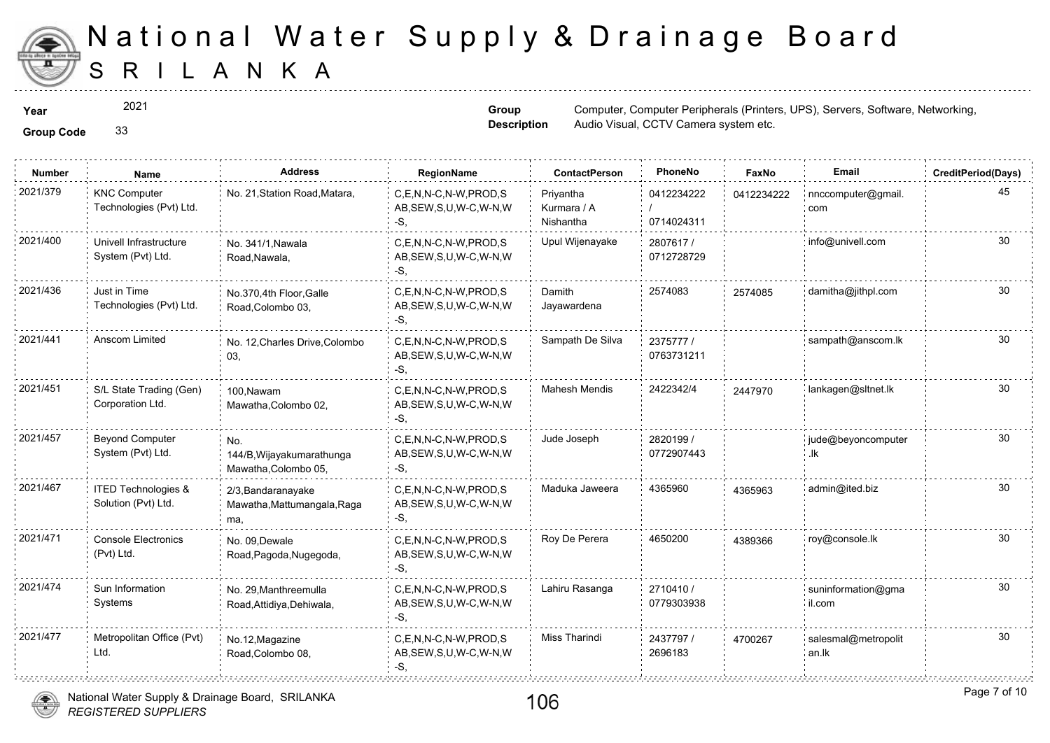# National Water Supply & Drainage Board
# SRILANKA

**Year** 2021

**Group Code** 33

**Group Description** Computer, Computer Peripherals (Printers, UPS), Servers, Software, Networking, Audio Visual, CCTV Camera system etc.

| Number | Name | Address | RegionName | ContactPerson | PhoneNo | FaxNo | Email | CreditPeriod(Days) |
|---|---|---|---|---|---|---|---|---|
| 2021/379 | KNC Computer Technologies (Pvt) Ltd. | No. 21,Station Road,Matara, | C,E,N,N-C,N-W,PROD,SAB,SEW,S,U,W-C,W-N,W-S, | Priyantha Kurmara / A Nishantha | 0412234222 / 0714024311 | 0412234222 | nnccomputer@gmail.com | 45 |
| 2021/400 | Univell Infrastructure System (Pvt) Ltd. | No. 341/1,Nawala Road,Nawala, | C,E,N,N-C,N-W,PROD,SAB,SEW,S,U,W-C,W-N,W-S, | Upul Wijenayake | 2807617 / 0712728729 | | info@univell.com | 30 |
| 2021/436 | Just in Time Technologies (Pvt) Ltd. | No.370,4th Floor,Galle Road,Colombo 03, | C,E,N,N-C,N-W,PROD,SAB,SEW,S,U,W-C,W-N,W-S, | Damith Jayawardena | 2574083 | 2574085 | damitha@jithpl.com | 30 |
| 2021/441 | Anscom Limited | No. 12,Charles Drive,Colombo 03, | C,E,N,N-C,N-W,PROD,SAB,SEW,S,U,W-C,W-N,W-S, | Sampath De Silva | 2375777 / 0763731211 | | sampath@anscom.lk | 30 |
| 2021/451 | S/L State Trading (Gen) Corporation Ltd. | 100,Nawam Mawatha,Colombo 02, | C,E,N,N-C,N-W,PROD,SAB,SEW,S,U,W-C,W-N,W-S, | Mahesh Mendis | 2422342/4 | 2447970 | lankagen@sltnet.lk | 30 |
| 2021/457 | Beyond Computer System (Pvt) Ltd. | No. 144/B,Wijayakumarathunga Mawatha,Colombo 05, | C,E,N,N-C,N-W,PROD,SAB,SEW,S,U,W-C,W-N,W-S, | Jude Joseph | 2820199 / 0772907443 | | jude@beyoncomputer.lk | 30 |
| 2021/467 | ITED Technologies & Solution (Pvt) Ltd. | 2/3,Bandaranayake Mawatha,Mattumangala,Ragama, | C,E,N,N-C,N-W,PROD,SAB,SEW,S,U,W-C,W-N,W-S, | Maduka Jaweera | 4365960 | 4365963 | admin@ited.biz | 30 |
| 2021/471 | Console Electronics (Pvt) Ltd. | No. 09,Dewale Road,Pagoda,Nugegoda, | C,E,N,N-C,N-W,PROD,SAB,SEW,S,U,W-C,W-N,W-S, | Roy De Perera | 4650200 | 4389366 | roy@console.lk | 30 |
| 2021/474 | Sun Information Systems | No. 29,Manthreemulla Road,Attidiya,Dehiwala, | C,E,N,N-C,N-W,PROD,SAB,SEW,S,U,W-C,W-N,W-S, | Lahiru Rasanga | 2710410 / 0779303938 | | suninformation@gmail.com | 30 |
| 2021/477 | Metropolitan Office (Pvt) Ltd. | No.12,Magazine Road,Colombo 08, | C,E,N,N-C,N-W,PROD,SAB,SEW,S,U,W-C,W-N,W-S, | Miss Tharindi | 2437797 / 2696183 | 4700267 | salesmal@metropolitan.lk | 30 |

National Water Supply & Drainage Board, SRILANKA
*REGISTERED SUPPLIERS*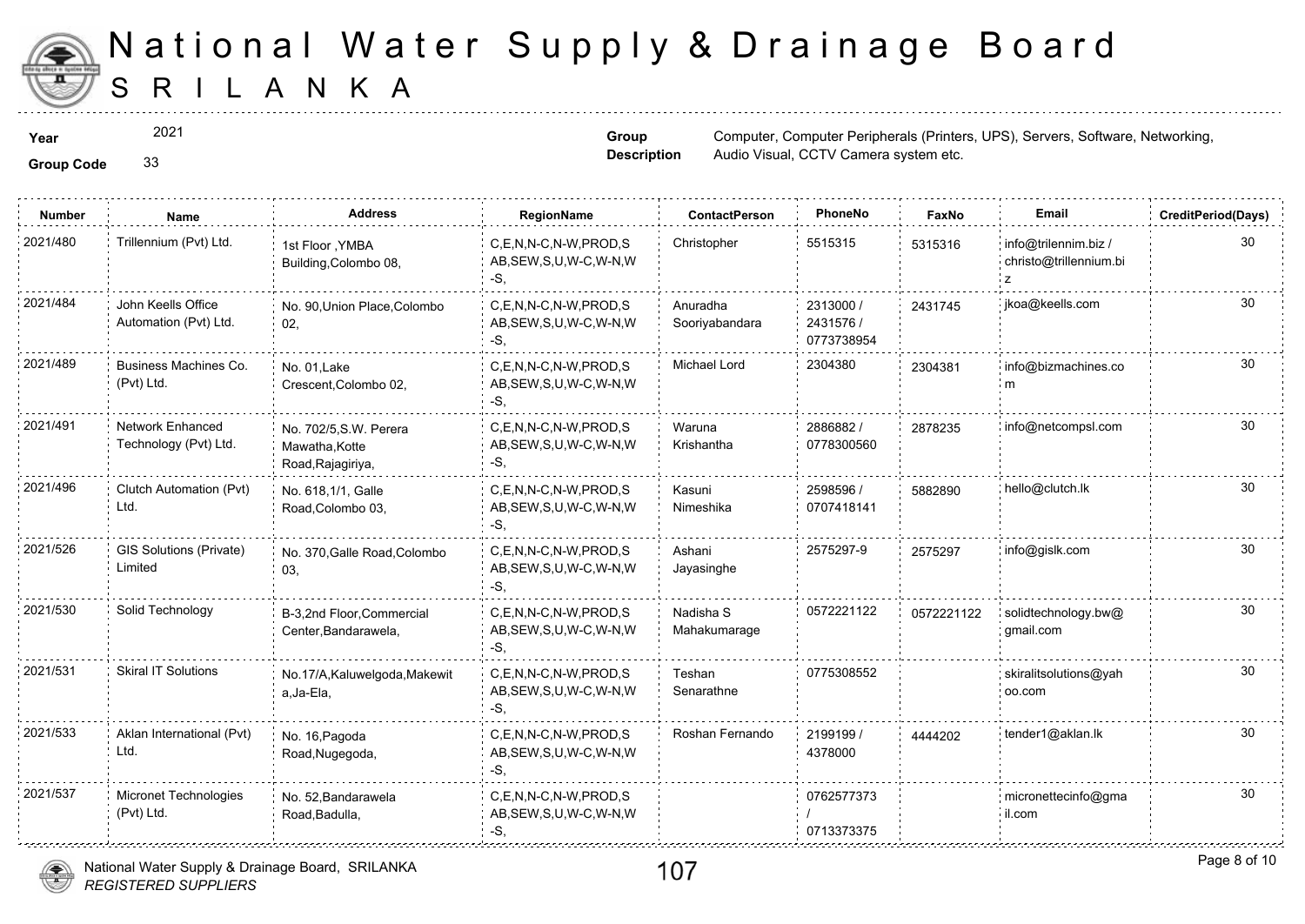# National Water Supply & Drainage Board
# SRILANKA

**Year** 2021

**Group Code** 33

**Group Description** Computer, Computer Peripherals (Printers, UPS), Servers, Software, Networking, Audio Visual, CCTV Camera system etc.

| Number | Name | Address | RegionName | ContactPerson | PhoneNo | FaxNo | Email | CreditPeriod(Days) |
|---|---|---|---|---|---|---|---|---|
| 2021/480 | Trillennium (Pvt) Ltd. | 1st Floor ,YMBA Building,Colombo 08, | C,E,N,N-C,N-W,PROD,SAB,SEW,S,U,W-C,W-N,W-S, | Christopher | 5515315 | 5315316 | info@trilennim.biz / christo@trillennium.biz | 30 |
| 2021/484 | John Keells Office Automation (Pvt) Ltd. | No. 90,Union Place,Colombo 02, | C,E,N,N-C,N-W,PROD,SAB,SEW,S,U,W-C,W-N,W-S, | Anuradha Sooriyabandara | 2313000 / 2431576 / 0773738954 | 2431745 | jkoa@keells.com | 30 |
| 2021/489 | Business Machines Co. (Pvt) Ltd. | No. 01,Lake Crescent,Colombo 02, | C,E,N,N-C,N-W,PROD,SAB,SEW,S,U,W-C,W-N,W-S, | Michael Lord | 2304380 | 2304381 | info@bizmachines.com | 30 |
| 2021/491 | Network Enhanced Technology (Pvt) Ltd. | No. 702/5,S.W. Perera Mawatha,Kotte Road,Rajagiriya, | C,E,N,N-C,N-W,PROD,SAB,SEW,S,U,W-C,W-N,W-S, | Waruna Krishantha | 2886882 / 0778300560 | 2878235 | info@netcompsl.com | 30 |
| 2021/496 | Clutch Automation (Pvt) Ltd. | No. 618,1/1, Galle Road,Colombo 03, | C,E,N,N-C,N-W,PROD,SAB,SEW,S,U,W-C,W-N,W-S, | Kasuni Nimeshika | 2598596 / 0707418141 | 5882890 | hello@clutch.lk | 30 |
| 2021/526 | GIS Solutions (Private) Limited | No. 370,Galle Road,Colombo 03, | C,E,N,N-C,N-W,PROD,SAB,SEW,S,U,W-C,W-N,W-S, | Ashani Jayasinghe | 2575297-9 | 2575297 | info@gislk.com | 30 |
| 2021/530 | Solid Technology | B-3,2nd Floor,Commercial Center,Bandarawela, | C,E,N,N-C,N-W,PROD,SAB,SEW,S,U,W-C,W-N,W-S, | Nadisha S Mahakumarage | 0572221122 | 0572221122 | solidtechnology.bw@gmail.com | 30 |
| 2021/531 | Skiral IT Solutions | No.17/A,Kaluwelgoda,Makewita,Ja-Ela, | C,E,N,N-C,N-W,PROD,SAB,SEW,S,U,W-C,W-N,W-S, | Teshan Senarathne | 0775308552 | | skiralitsolutions@yahoo.com | 30 |
| 2021/533 | Aklan International (Pvt) Ltd. | No. 16,Pagoda Road,Nugegoda, | C,E,N,N-C,N-W,PROD,SAB,SEW,S,U,W-C,W-N,W-S, | Roshan Fernando | 2199199 / 4378000 | 4444202 | tender1@aklan.lk | 30 |
| 2021/537 | Micronet Technologies (Pvt) Ltd. | No. 52,Bandarawela Road,Badulla, | C,E,N,N-C,N-W,PROD,SAB,SEW,S,U,W-C,W-N,W-S, | | 0762577373 / 0713373375 | | micronettecinfo@gmail.com | 30 |

National Water Supply & Drainage Board, SRILANKA
*REGISTERED SUPPLIERS*

107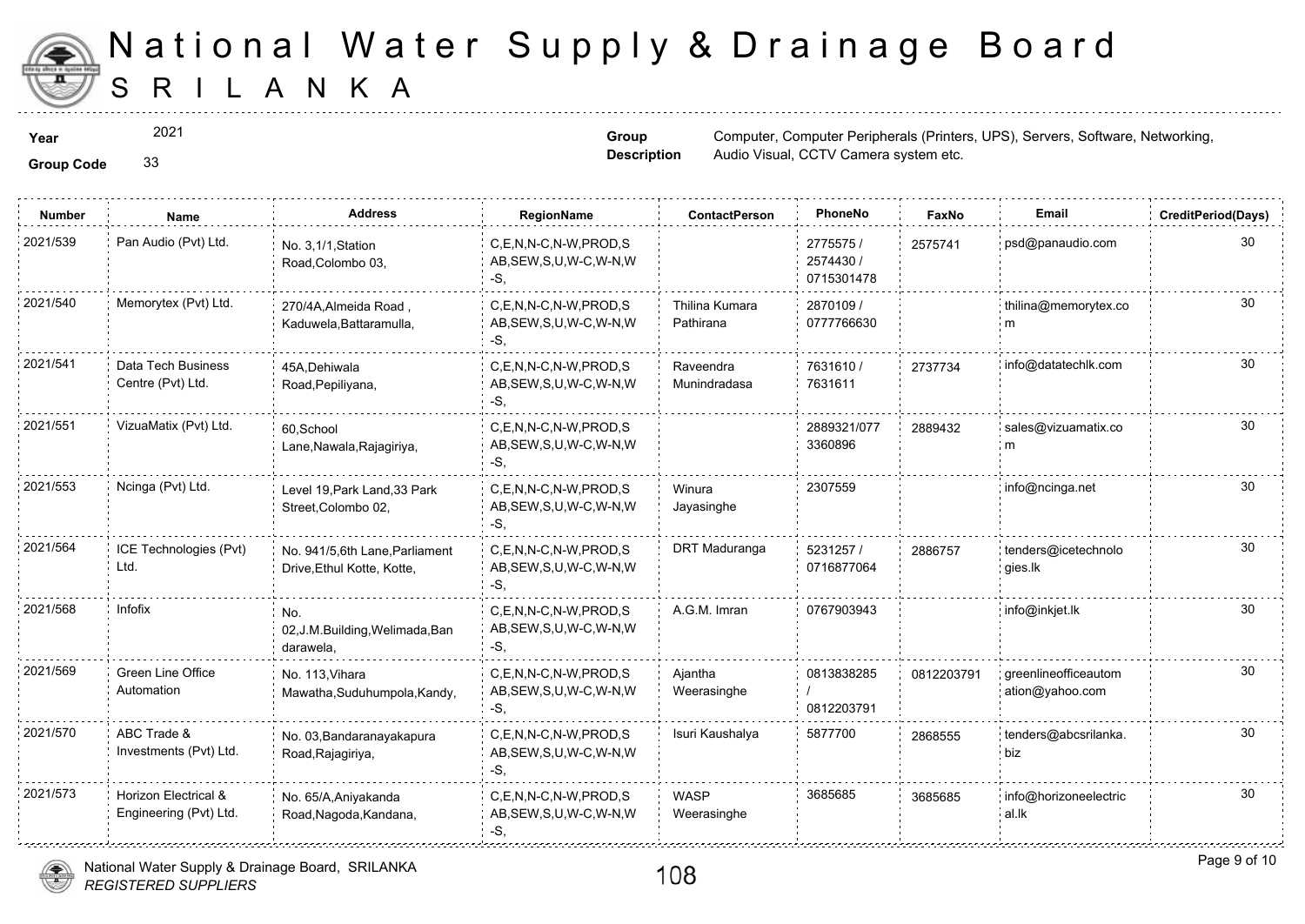# National Water Supply & Drainage Board
## SRI LANKA

**Year** 2021

**Group Code** 33

**Group Description** Computer, Computer Peripherals (Printers, UPS), Servers, Software, Networking, Audio Visual, CCTV Camera system etc.

| Number | Name | Address | RegionName | ContactPerson | PhoneNo | FaxNo | Email | CreditPeriod(Days) |
|---|---|---|---|---|---|---|---|---|
| 2021/539 | Pan Audio (Pvt) Ltd. | No. 3,1/1,Station Road,Colombo 03, | C,E,N,N-C,N-W,PROD,SAB,SEW,S,U,W-C,W-N,W-S, | | 2775575 / 2574430 / 0715301478 | 2575741 | psd@panaudio.com | 30 |
| 2021/540 | Memorytex (Pvt) Ltd. | 270/4A,Almeida Road , Kaduwela,Battaramulla, | C,E,N,N-C,N-W,PROD,SAB,SEW,S,U,W-C,W-N,W-S, | Thilina Kumara Pathirana | 2870109 / 0777766630 | | thilina@memorytex.com | 30 |
| 2021/541 | Data Tech Business Centre (Pvt) Ltd. | 45A,Dehiwala Road,Pepiliyana, | C,E,N,N-C,N-W,PROD,SAB,SEW,S,U,W-C,W-N,W-S, | Raveendra Munindradasa | 7631610 / 7631611 | 2737734 | info@datatechlk.com | 30 |
| 2021/551 | VizuaMatix (Pvt) Ltd. | 60,School Lane,Nawala,Rajagiriya, | C,E,N,N-C,N-W,PROD,SAB,SEW,S,U,W-C,W-N,W-S, | | 2889321/0773360896 | 2889432 | sales@vizuamatix.com | 30 |
| 2021/553 | Ncinga (Pvt) Ltd. | Level 19,Park Land,33 Park Street,Colombo 02, | C,E,N,N-C,N-W,PROD,SAB,SEW,S,U,W-C,W-N,W-S, | Winura Jayasinghe | 2307559 | | info@ncinga.net | 30 |
| 2021/564 | ICE Technologies (Pvt) Ltd. | No. 941/5,6th Lane,Parliament Drive,Ethul Kotte, Kotte, | C,E,N,N-C,N-W,PROD,SAB,SEW,S,U,W-C,W-N,W-S, | DRT Maduranga | 5231257 / 0716877064 | 2886757 | tenders@icetechnologies.lk | 30 |
| 2021/568 | Infofix | No. 02,J.M.Building,Welimada,Bandarawela, | C,E,N,N-C,N-W,PROD,SAB,SEW,S,U,W-C,W-N,W-S, | A.G.M. Imran | 0767903943 | | info@inkjet.lk | 30 |
| 2021/569 | Green Line Office Automation | No. 113,Vihara Mawatha,Suduhumpola,Kandy, | C,E,N,N-C,N-W,PROD,SAB,SEW,S,U,W-C,W-N,W-S, | Ajantha Weerasinghe | 0813838285 / 0812203791 | 0812203791 | greenlineofficeautomation@yahoo.com | 30 |
| 2021/570 | ABC Trade & Investments (Pvt) Ltd. | No. 03,Bandaranayakapura Road,Rajagiriya, | C,E,N,N-C,N-W,PROD,SAB,SEW,S,U,W-C,W-N,W-S, | Isuri Kaushalya | 5877700 | 2868555 | tenders@abcsrilanka.biz | 30 |
| 2021/573 | Horizon Electrical & Engineering (Pvt) Ltd. | No. 65/A,Aniyakanda Road,Nagoda,Kandana, | C,E,N,N-C,N-W,PROD,SAB,SEW,S,U,W-C,W-N,W-S, | WASP Weerasinghe | 3685685 | 3685685 | info@horizoneelectrical.lk | 30 |

National Water Supply & Drainage Board, SRILANKA
*REGISTERED SUPPLIERS*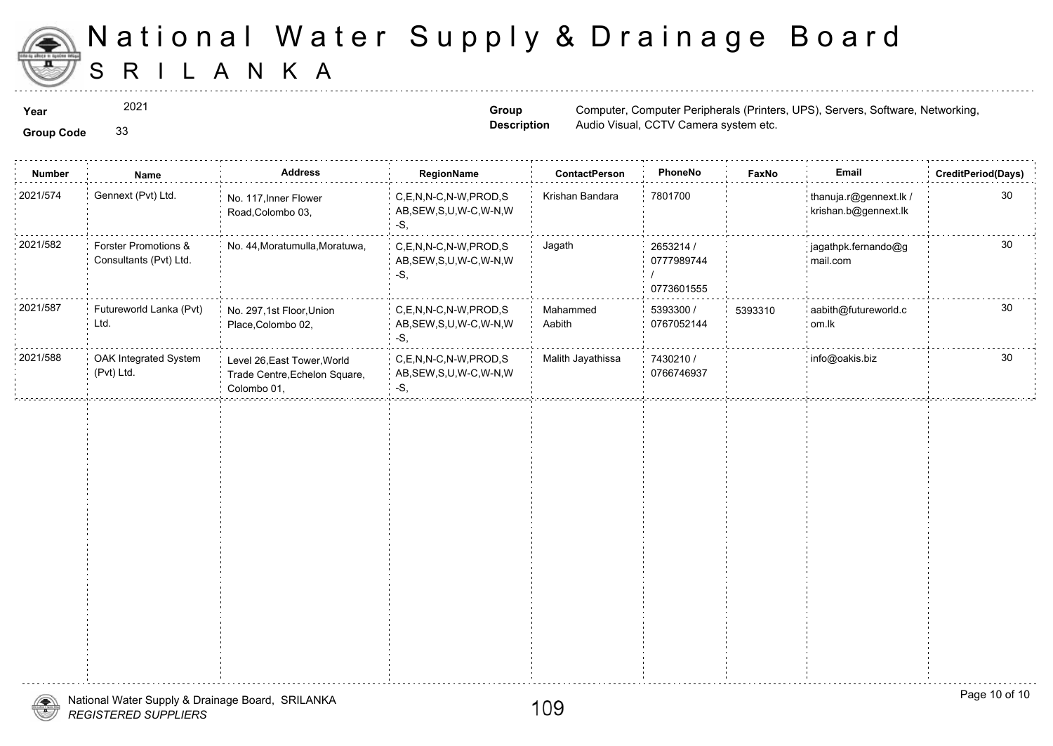# National Water Supply & Drainage Board

## SRI LANKA

**Year** 2021

**Group Code** 33

**Group Description** Computer, Computer Peripherals (Printers, UPS), Servers, Software, Networking, Audio Visual, CCTV Camera system etc.

| Number | Name | Address | RegionName | ContactPerson | PhoneNo | FaxNo | Email | CreditPeriod(Days) |
|---|---|---|---|---|---|---|---|---|
| 2021/574 | Gennext (Pvt) Ltd. | No. 117,Inner Flower Road,Colombo 03, | C,E,N,N-C,N-W,PROD,SAB,SEW,S,U,W-C,W-N,W-S, | Krishan Bandara | 7801700 | | thanuja.r@gennext.lk / krishan.b@gennext.lk | 30 |
| 2021/582 | Forster Promotions & Consultants (Pvt) Ltd. | No. 44,Moratumulla,Moratuwa, | C,E,N,N-C,N-W,PROD,SAB,SEW,S,U,W-C,W-N,W-S, | Jagath | 2653214 / 0777989744 / 0773601555 | | jagathpk.fernando@gmail.com | 30 |
| 2021/587 | Futureworld Lanka (Pvt) Ltd. | No. 297,1st Floor,Union Place,Colombo 02, | C,E,N,N-C,N-W,PROD,SAB,SEW,S,U,W-C,W-N,W-S, | Mahammed Aabith | 5393300 / 0767052144 | 5393310 | aabith@futureworld.com.lk | 30 |
| 2021/588 | OAK Integrated System (Pvt) Ltd. | Level 26,East Tower,World Trade Centre,Echelon Square, Colombo 01, | C,E,N,N-C,N-W,PROD,SAB,SEW,S,U,W-C,W-N,W-S, | Malith Jayathissa | 7430210 / 0766746937 | | info@oakis.biz | 30 |

National Water Supply & Drainage Board, SRILANKA
*REGISTERED SUPPLIERS*

109